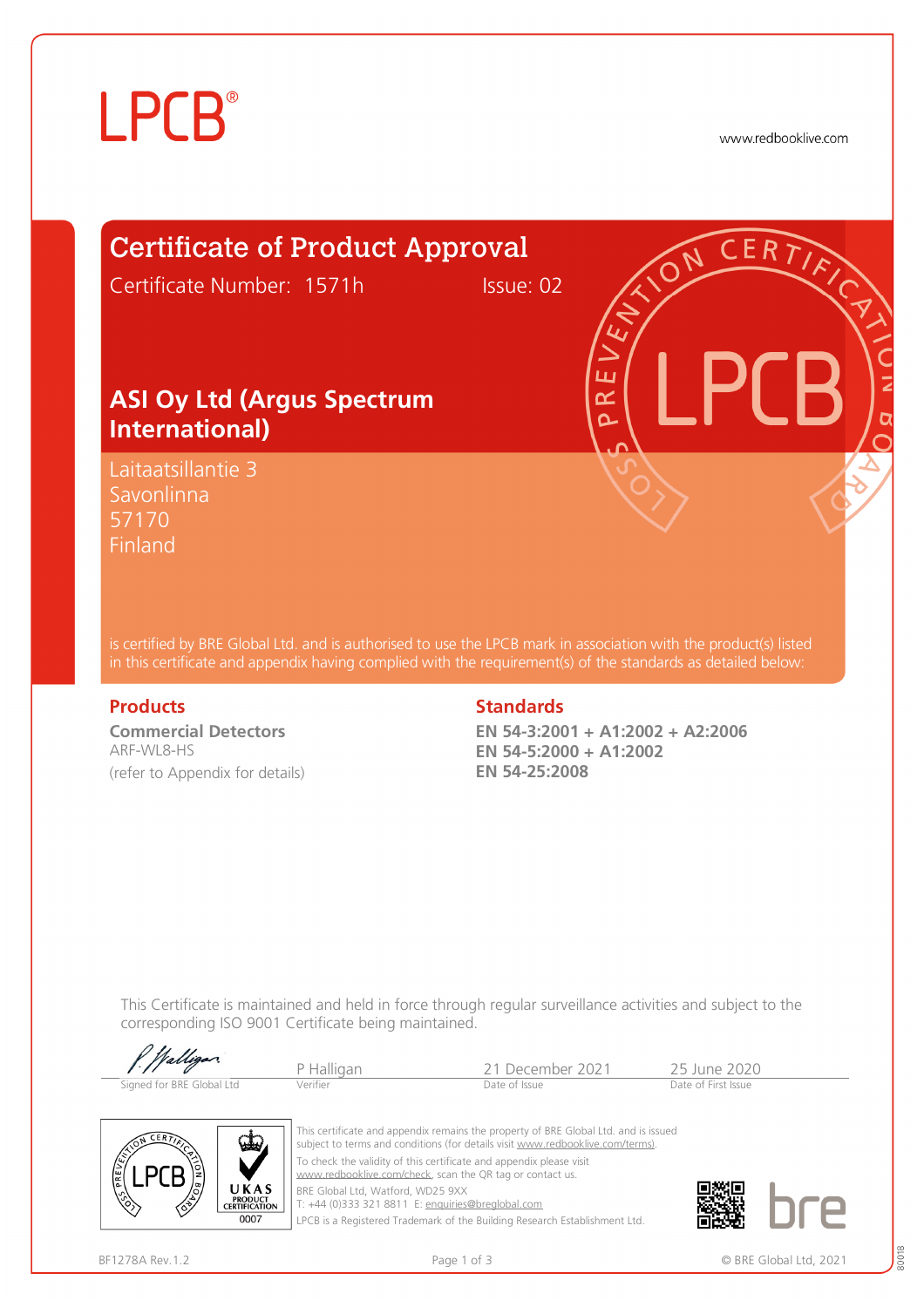LPCB®

www.redbooklive.com

# Certificate of Product Approval

Certificate Number: 1571h Issue: 02

## ASI Oy Ltd (Argus Spectrum International)

Laitaatsillantie 3
Savonlinna
57170
Finland

is certified by BRE Global Ltd. and is authorised to use the LPCB mark in association with the product(s) listed in this certificate and appendix having complied with the requirement(s) of the standards as detailed below:

### Products

**Commercial Detectors**
ARF-WL8-HS
(refer to Appendix for details)

### Standards

**EN 54-3:2001 + A1:2002 + A2:2006**
**EN 54-5:2000 + A1:2002**
**EN 54-25:2008**

This Certificate is maintained and held in force through regular surveillance activities and subject to the corresponding ISO 9001 Certificate being maintained.

| Signed for BRE Global Ltd | P Halligan (Verifier) | 21 December 2021 (Date of Issue) | 25 June 2020 (Date of First Issue) |
|---|---|---|---|

This certificate and appendix remains the property of BRE Global Ltd. and is issued subject to terms and conditions (for details visit www.redbooklive.com/terms).
To check the validity of this certificate and appendix please visit www.redbooklive.com/check, scan the QR tag or contact us.
BRE Global Ltd, Watford, WD25 9XX
T: +44 (0)333 321 8811 E: enquiries@breglobal.com
LPCB is a Registered Trademark of the Building Research Establishment Ltd.

UKAS PRODUCT CERTIFICATION 0007

BF1278A Rev.1.2

© BRE Global Ltd, 2021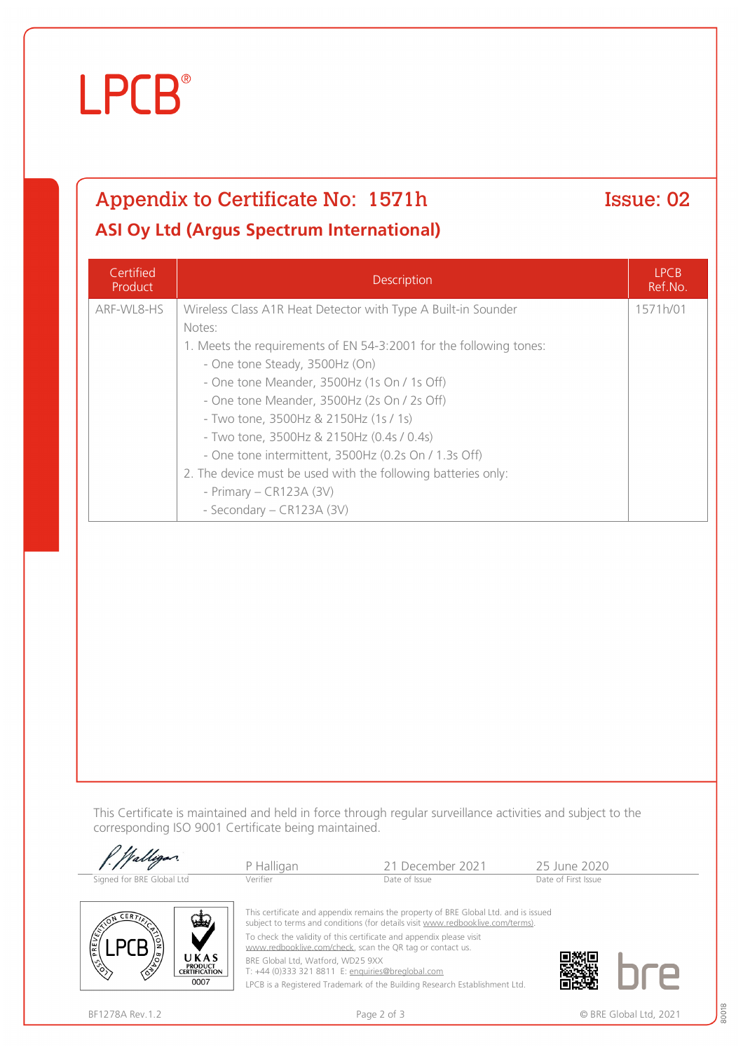# LPCB®

## Appendix to Certificate No: 1571h

**Issue: 02**

### ASI Oy Ltd (Argus Spectrum International)

| Certified Product | Description | LPCB Ref.No. |
|---|---|---|
| ARF-WL8-HS | Wireless Class A1R Heat Detector with Type A Built-in Sounder<br>Notes:<br>1. Meets the requirements of EN 54-3:2001 for the following tones:<br>- One tone Steady, 3500Hz (On)<br>- One tone Meander, 3500Hz (1s On / 1s Off)<br>- One tone Meander, 3500Hz (2s On / 2s Off)<br>- Two tone, 3500Hz & 2150Hz (1s / 1s)<br>- Two tone, 3500Hz & 2150Hz (0.4s / 0.4s)<br>- One tone intermittent, 3500Hz (0.2s On / 1.3s Off)<br>2. The device must be used with the following batteries only:<br>- Primary – CR123A (3V)<br>- Secondary – CR123A (3V) | 1571h/01 |

This Certificate is maintained and held in force through regular surveillance activities and subject to the corresponding ISO 9001 Certificate being maintained.

| Signed for BRE Global Ltd | P Halligan<br>Verifier | 21 December 2021<br>Date of Issue | 25 June 2020<br>Date of First Issue |
|---|---|---|---|

This certificate and appendix remains the property of BRE Global Ltd. and is issued subject to terms and conditions (for details visit www.redbooklive.com/terms).

To check the validity of this certificate and appendix please visit www.redbooklive.com/check, scan the QR tag or contact us.

BRE Global Ltd, Watford, WD25 9XX
T: +44 (0)333 321 8811 E: enquiries@breglobal.com

LPCB is a Registered Trademark of the Building Research Establishment Ltd.

UKAS PRODUCT CERTIFICATION 0007

BF1278A Rev.1.2

© BRE Global Ltd, 2021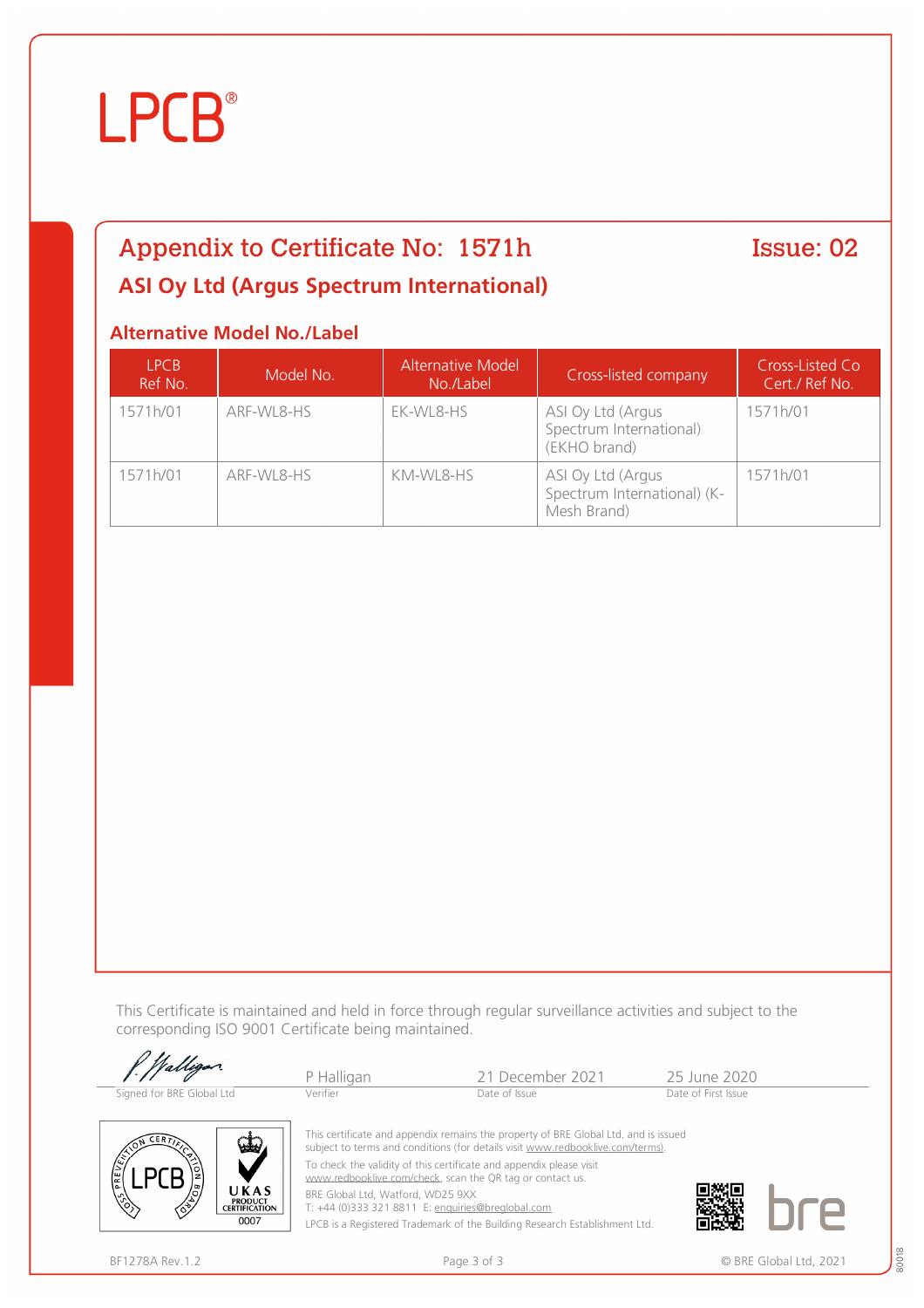LPCB®

## Appendix to Certificate No: 1571h

**Issue: 02**

### ASI Oy Ltd (Argus Spectrum International)

#### Alternative Model No./Label

| LPCB Ref No. | Model No. | Alternative Model No./Label | Cross-listed company | Cross-Listed Co Cert./ Ref No. |
|---|---|---|---|---|
| 1571h/01 | ARF-WL8-HS | EK-WL8-HS | ASI Oy Ltd (Argus Spectrum International) (EKHO brand) | 1571h/01 |
| 1571h/01 | ARF-WL8-HS | KM-WL8-HS | ASI Oy Ltd (Argus Spectrum International) (K-Mesh Brand) | 1571h/01 |

This Certificate is maintained and held in force through regular surveillance activities and subject to the corresponding ISO 9001 Certificate being maintained.

| Signed for BRE Global Ltd | P Halligan | 21 December 2021 | 25 June 2020 |
|---|---|---|---|
| | Verifier | Date of Issue | Date of First Issue |

This certificate and appendix remains the property of BRE Global Ltd. and is issued subject to terms and conditions (for details visit www.redbooklive.com/terms).

To check the validity of this certificate and appendix please visit www.redbooklive.com/check, scan the QR tag or contact us.

BRE Global Ltd, Watford, WD25 9XX

T: +44 (0)333 321 8811 E: enquiries@breglobal.com

LPCB is a Registered Trademark of the Building Research Establishment Ltd.

UKAS PRODUCT CERTIFICATION 0007

BF1278A Rev.1.2

© BRE Global Ltd, 2021